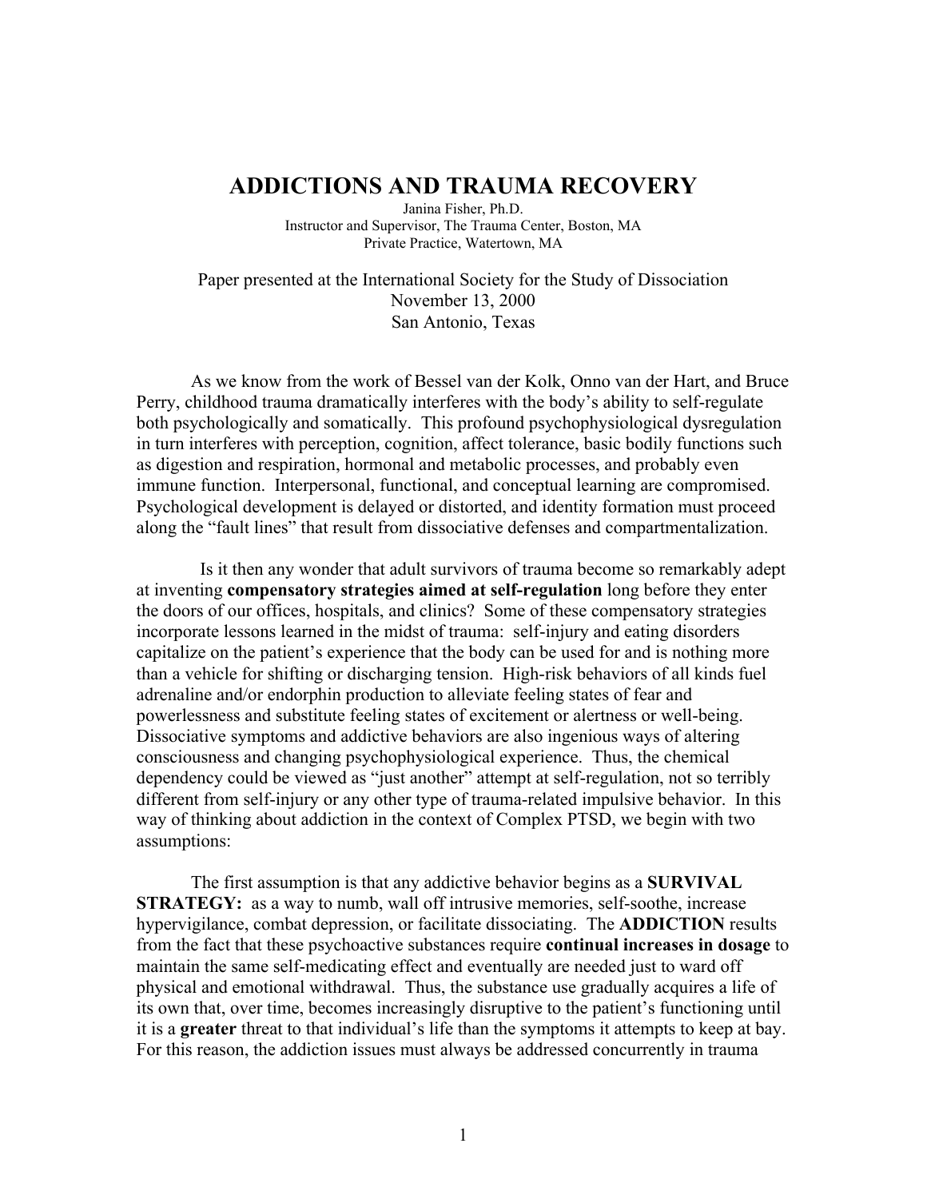# ADDICTIONS AND TRAUMA RECOVERY

Janina Fisher, Ph.D.
Instructor and Supervisor, The Trauma Center, Boston, MA
Private Practice, Watertown, MA

Paper presented at the International Society for the Study of Dissociation
November 13, 2000
San Antonio, Texas

As we know from the work of Bessel van der Kolk, Onno van der Hart, and Bruce Perry, childhood trauma dramatically interferes with the body's ability to self-regulate both psychologically and somatically. This profound psychophysiological dysregulation in turn interferes with perception, cognition, affect tolerance, basic bodily functions such as digestion and respiration, hormonal and metabolic processes, and probably even immune function. Interpersonal, functional, and conceptual learning are compromised. Psychological development is delayed or distorted, and identity formation must proceed along the "fault lines" that result from dissociative defenses and compartmentalization.

Is it then any wonder that adult survivors of trauma become so remarkably adept at inventing **compensatory strategies aimed at self-regulation** long before they enter the doors of our offices, hospitals, and clinics? Some of these compensatory strategies incorporate lessons learned in the midst of trauma: self-injury and eating disorders capitalize on the patient's experience that the body can be used for and is nothing more than a vehicle for shifting or discharging tension. High-risk behaviors of all kinds fuel adrenaline and/or endorphin production to alleviate feeling states of fear and powerlessness and substitute feeling states of excitement or alertness or well-being. Dissociative symptoms and addictive behaviors are also ingenious ways of altering consciousness and changing psychophysiological experience. Thus, the chemical dependency could be viewed as "just another" attempt at self-regulation, not so terribly different from self-injury or any other type of trauma-related impulsive behavior. In this way of thinking about addiction in the context of Complex PTSD, we begin with two assumptions:

The first assumption is that any addictive behavior begins as a **SURVIVAL STRATEGY:** as a way to numb, wall off intrusive memories, self-soothe, increase hypervigilance, combat depression, or facilitate dissociating. The **ADDICTION** results from the fact that these psychoactive substances require **continual increases in dosage** to maintain the same self-medicating effect and eventually are needed just to ward off physical and emotional withdrawal. Thus, the substance use gradually acquires a life of its own that, over time, becomes increasingly disruptive to the patient's functioning until it is a **greater** threat to that individual's life than the symptoms it attempts to keep at bay. For this reason, the addiction issues must always be addressed concurrently in trauma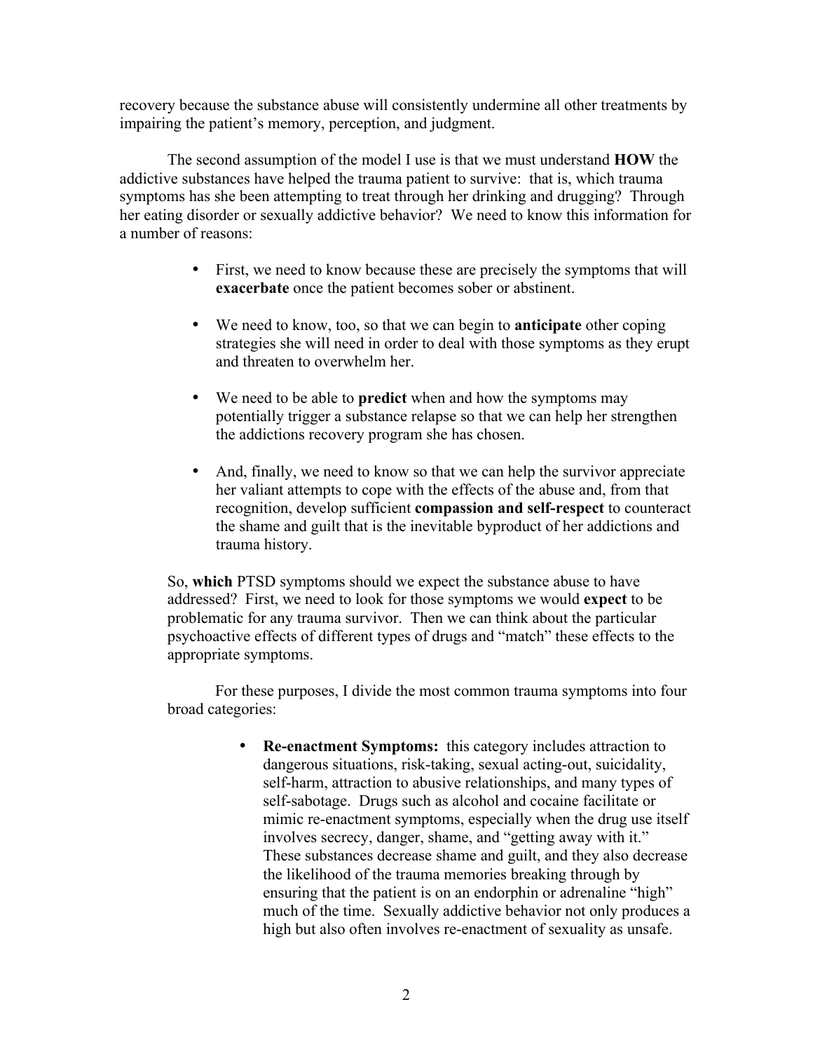recovery because the substance abuse will consistently undermine all other treatments by impairing the patient's memory, perception, and judgment.

The second assumption of the model I use is that we must understand **HOW** the addictive substances have helped the trauma patient to survive: that is, which trauma symptoms has she been attempting to treat through her drinking and drugging? Through her eating disorder or sexually addictive behavior? We need to know this information for a number of reasons:

- First, we need to know because these are precisely the symptoms that will **exacerbate** once the patient becomes sober or abstinent.
- We need to know, too, so that we can begin to **anticipate** other coping strategies she will need in order to deal with those symptoms as they erupt and threaten to overwhelm her.
- We need to be able to **predict** when and how the symptoms may potentially trigger a substance relapse so that we can help her strengthen the addictions recovery program she has chosen.
- And, finally, we need to know so that we can help the survivor appreciate her valiant attempts to cope with the effects of the abuse and, from that recognition, develop sufficient **compassion and self-respect** to counteract the shame and guilt that is the inevitable byproduct of her addictions and trauma history.

So, **which** PTSD symptoms should we expect the substance abuse to have addressed? First, we need to look for those symptoms we would **expect** to be problematic for any trauma survivor. Then we can think about the particular psychoactive effects of different types of drugs and "match" these effects to the appropriate symptoms.

For these purposes, I divide the most common trauma symptoms into four broad categories:

- **Re-enactment Symptoms:** this category includes attraction to dangerous situations, risk-taking, sexual acting-out, suicidality, self-harm, attraction to abusive relationships, and many types of self-sabotage. Drugs such as alcohol and cocaine facilitate or mimic re-enactment symptoms, especially when the drug use itself involves secrecy, danger, shame, and "getting away with it." These substances decrease shame and guilt, and they also decrease the likelihood of the trauma memories breaking through by ensuring that the patient is on an endorphin or adrenaline "high" much of the time. Sexually addictive behavior not only produces a high but also often involves re-enactment of sexuality as unsafe.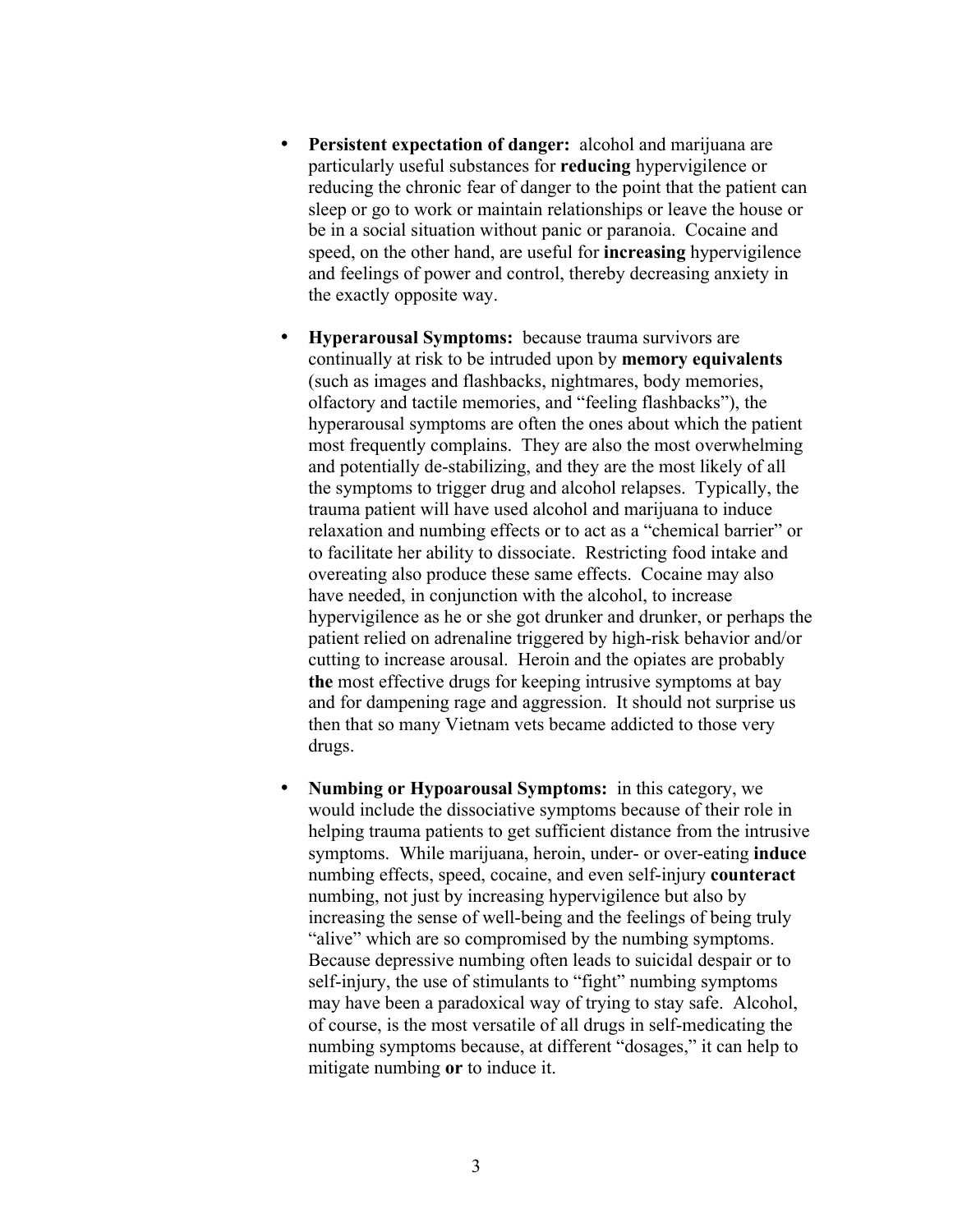- **Persistent expectation of danger:** alcohol and marijuana are particularly useful substances for **reducing** hypervigilence or reducing the chronic fear of danger to the point that the patient can sleep or go to work or maintain relationships or leave the house or be in a social situation without panic or paranoia. Cocaine and speed, on the other hand, are useful for **increasing** hypervigilence and feelings of power and control, thereby decreasing anxiety in the exactly opposite way.

- **Hyperarousal Symptoms:** because trauma survivors are continually at risk to be intruded upon by **memory equivalents** (such as images and flashbacks, nightmares, body memories, olfactory and tactile memories, and "feeling flashbacks"), the hyperarousal symptoms are often the ones about which the patient most frequently complains. They are also the most overwhelming and potentially de-stabilizing, and they are the most likely of all the symptoms to trigger drug and alcohol relapses. Typically, the trauma patient will have used alcohol and marijuana to induce relaxation and numbing effects or to act as a "chemical barrier" or to facilitate her ability to dissociate. Restricting food intake and overeating also produce these same effects. Cocaine may also have needed, in conjunction with the alcohol, to increase hypervigilence as he or she got drunker and drunker, or perhaps the patient relied on adrenaline triggered by high-risk behavior and/or cutting to increase arousal. Heroin and the opiates are probably **the** most effective drugs for keeping intrusive symptoms at bay and for dampening rage and aggression. It should not surprise us then that so many Vietnam vets became addicted to those very drugs.

- **Numbing or Hypoarousal Symptoms:** in this category, we would include the dissociative symptoms because of their role in helping trauma patients to get sufficient distance from the intrusive symptoms. While marijuana, heroin, under- or over-eating **induce** numbing effects, speed, cocaine, and even self-injury **counteract** numbing, not just by increasing hypervigilence but also by increasing the sense of well-being and the feelings of being truly "alive" which are so compromised by the numbing symptoms. Because depressive numbing often leads to suicidal despair or to self-injury, the use of stimulants to "fight" numbing symptoms may have been a paradoxical way of trying to stay safe. Alcohol, of course, is the most versatile of all drugs in self-medicating the numbing symptoms because, at different "dosages," it can help to mitigate numbing **or** to induce it.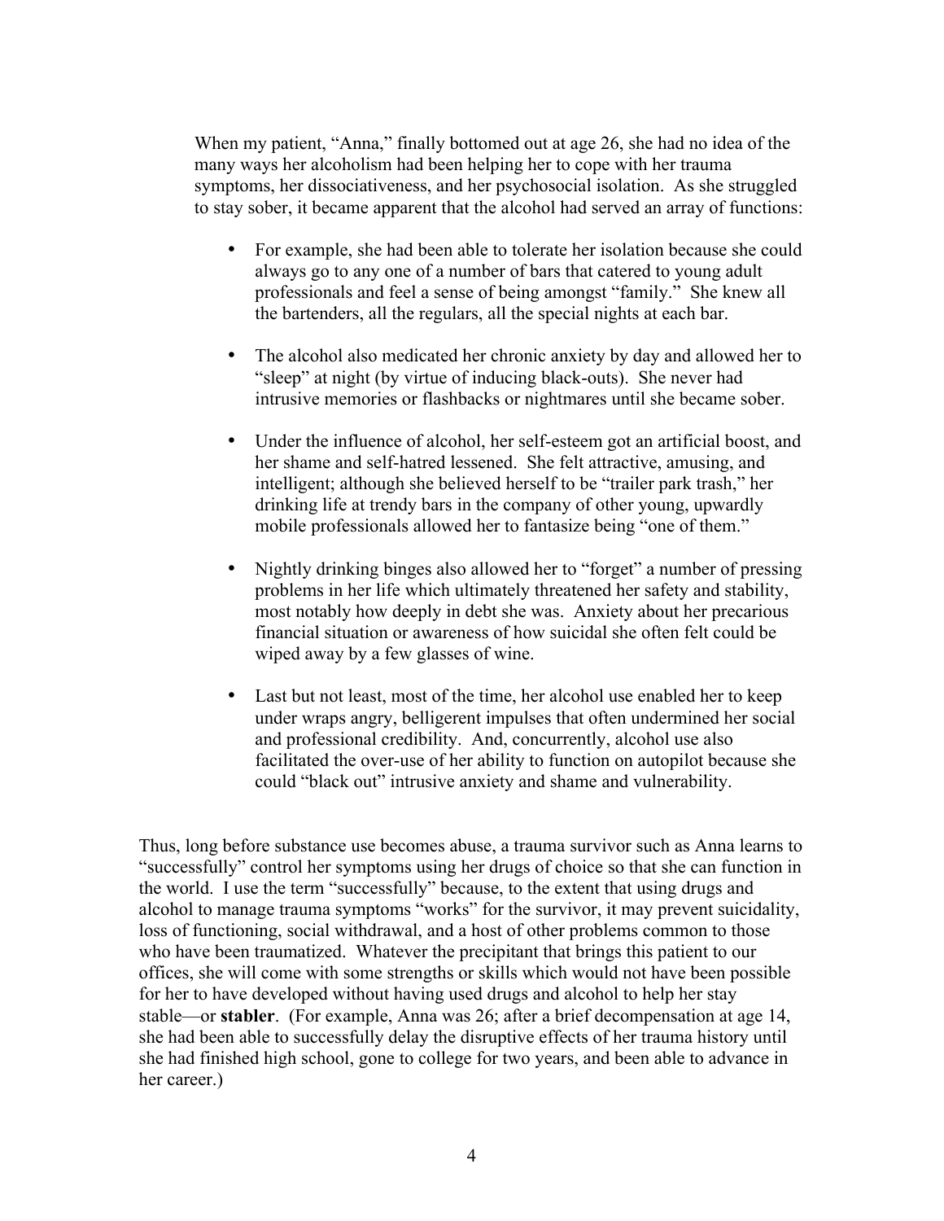When my patient, "Anna," finally bottomed out at age 26, she had no idea of the many ways her alcoholism had been helping her to cope with her trauma symptoms, her dissociativeness, and her psychosocial isolation. As she struggled to stay sober, it became apparent that the alcohol had served an array of functions:

- For example, she had been able to tolerate her isolation because she could always go to any one of a number of bars that catered to young adult professionals and feel a sense of being amongst "family." She knew all the bartenders, all the regulars, all the special nights at each bar.

- The alcohol also medicated her chronic anxiety by day and allowed her to "sleep" at night (by virtue of inducing black-outs). She never had intrusive memories or flashbacks or nightmares until she became sober.

- Under the influence of alcohol, her self-esteem got an artificial boost, and her shame and self-hatred lessened. She felt attractive, amusing, and intelligent; although she believed herself to be "trailer park trash," her drinking life at trendy bars in the company of other young, upwardly mobile professionals allowed her to fantasize being "one of them."

- Nightly drinking binges also allowed her to "forget" a number of pressing problems in her life which ultimately threatened her safety and stability, most notably how deeply in debt she was. Anxiety about her precarious financial situation or awareness of how suicidal she often felt could be wiped away by a few glasses of wine.

- Last but not least, most of the time, her alcohol use enabled her to keep under wraps angry, belligerent impulses that often undermined her social and professional credibility. And, concurrently, alcohol use also facilitated the over-use of her ability to function on autopilot because she could "black out" intrusive anxiety and shame and vulnerability.

Thus, long before substance use becomes abuse, a trauma survivor such as Anna learns to "successfully" control her symptoms using her drugs of choice so that she can function in the world. I use the term "successfully" because, to the extent that using drugs and alcohol to manage trauma symptoms "works" for the survivor, it may prevent suicidality, loss of functioning, social withdrawal, and a host of other problems common to those who have been traumatized. Whatever the precipitant that brings this patient to our offices, she will come with some strengths or skills which would not have been possible for her to have developed without having used drugs and alcohol to help her stay stable—or **stabler**. (For example, Anna was 26; after a brief decompensation at age 14, she had been able to successfully delay the disruptive effects of her trauma history until she had finished high school, gone to college for two years, and been able to advance in her career.)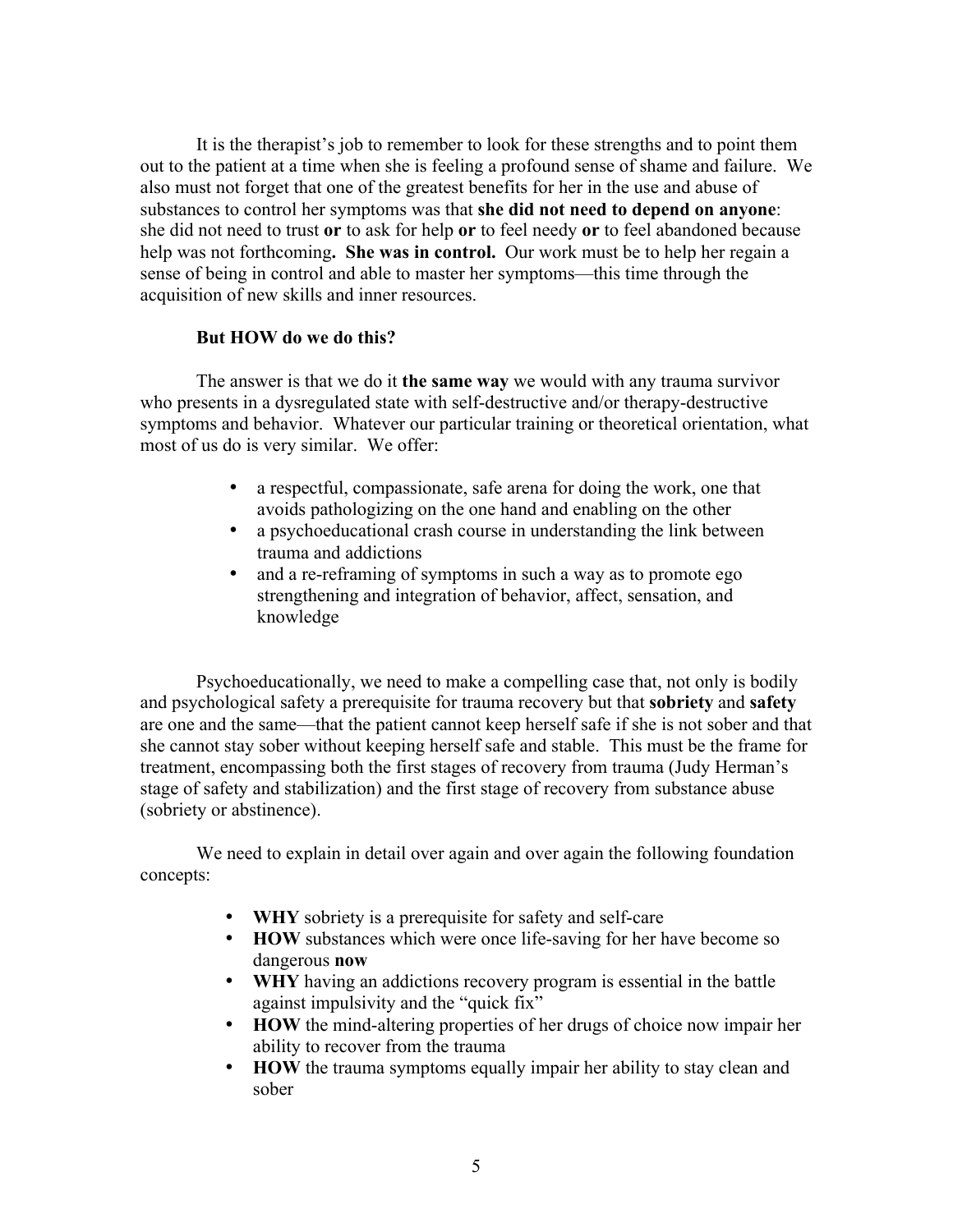It is the therapist's job to remember to look for these strengths and to point them out to the patient at a time when she is feeling a profound sense of shame and failure. We also must not forget that one of the greatest benefits for her in the use and abuse of substances to control her symptoms was that **she did not need to depend on anyone**: she did not need to trust **or** to ask for help **or** to feel needy **or** to feel abandoned because help was not forthcoming**. She was in control.** Our work must be to help her regain a sense of being in control and able to master her symptoms—this time through the acquisition of new skills and inner resources.

**But HOW do we do this?**

The answer is that we do it **the same way** we would with any trauma survivor who presents in a dysregulated state with self-destructive and/or therapy-destructive symptoms and behavior. Whatever our particular training or theoretical orientation, what most of us do is very similar. We offer:

- a respectful, compassionate, safe arena for doing the work, one that avoids pathologizing on the one hand and enabling on the other
- a psychoeducational crash course in understanding the link between trauma and addictions
- and a re-reframing of symptoms in such a way as to promote ego strengthening and integration of behavior, affect, sensation, and knowledge

Psychoeducationally, we need to make a compelling case that, not only is bodily and psychological safety a prerequisite for trauma recovery but that **sobriety** and **safety** are one and the same—that the patient cannot keep herself safe if she is not sober and that she cannot stay sober without keeping herself safe and stable. This must be the frame for treatment, encompassing both the first stages of recovery from trauma (Judy Herman's stage of safety and stabilization) and the first stage of recovery from substance abuse (sobriety or abstinence).

We need to explain in detail over again and over again the following foundation concepts:

- **WHY** sobriety is a prerequisite for safety and self-care
- **HOW** substances which were once life-saving for her have become so dangerous **now**
- **WHY** having an addictions recovery program is essential in the battle against impulsivity and the "quick fix"
- **HOW** the mind-altering properties of her drugs of choice now impair her ability to recover from the trauma
- **HOW** the trauma symptoms equally impair her ability to stay clean and sober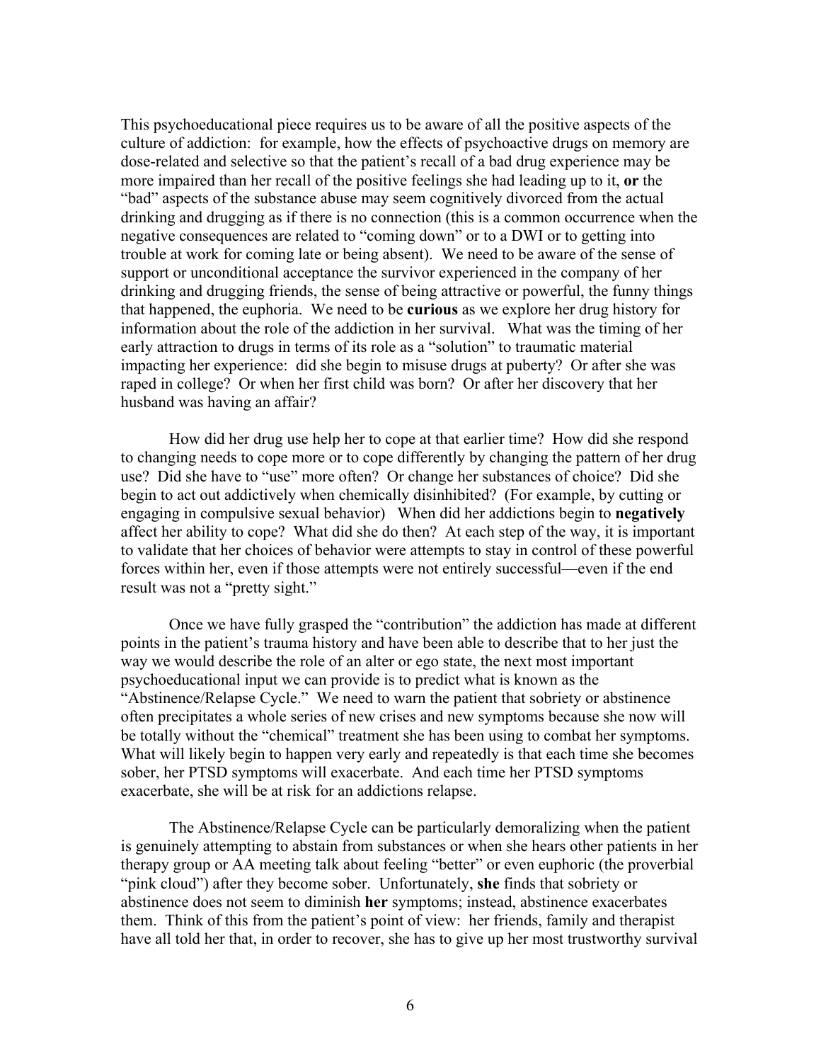This psychoeducational piece requires us to be aware of all the positive aspects of the culture of addiction: for example, how the effects of psychoactive drugs on memory are dose-related and selective so that the patient's recall of a bad drug experience may be more impaired than her recall of the positive feelings she had leading up to it, **or** the "bad" aspects of the substance abuse may seem cognitively divorced from the actual drinking and drugging as if there is no connection (this is a common occurrence when the negative consequences are related to "coming down" or to a DWI or to getting into trouble at work for coming late or being absent). We need to be aware of the sense of support or unconditional acceptance the survivor experienced in the company of her drinking and drugging friends, the sense of being attractive or powerful, the funny things that happened, the euphoria. We need to be **curious** as we explore her drug history for information about the role of the addiction in her survival. What was the timing of her early attraction to drugs in terms of its role as a "solution" to traumatic material impacting her experience: did she begin to misuse drugs at puberty? Or after she was raped in college? Or when her first child was born? Or after her discovery that her husband was having an affair?

How did her drug use help her to cope at that earlier time? How did she respond to changing needs to cope more or to cope differently by changing the pattern of her drug use? Did she have to "use" more often? Or change her substances of choice? Did she begin to act out addictively when chemically disinhibited? (For example, by cutting or engaging in compulsive sexual behavior) When did her addictions begin to **negatively** affect her ability to cope? What did she do then? At each step of the way, it is important to validate that her choices of behavior were attempts to stay in control of these powerful forces within her, even if those attempts were not entirely successful—even if the end result was not a "pretty sight."

Once we have fully grasped the "contribution" the addiction has made at different points in the patient's trauma history and have been able to describe that to her just the way we would describe the role of an alter or ego state, the next most important psychoeducational input we can provide is to predict what is known as the "Abstinence/Relapse Cycle." We need to warn the patient that sobriety or abstinence often precipitates a whole series of new crises and new symptoms because she now will be totally without the "chemical" treatment she has been using to combat her symptoms. What will likely begin to happen very early and repeatedly is that each time she becomes sober, her PTSD symptoms will exacerbate. And each time her PTSD symptoms exacerbate, she will be at risk for an addictions relapse.

The Abstinence/Relapse Cycle can be particularly demoralizing when the patient is genuinely attempting to abstain from substances or when she hears other patients in her therapy group or AA meeting talk about feeling "better" or even euphoric (the proverbial "pink cloud") after they become sober. Unfortunately, **she** finds that sobriety or abstinence does not seem to diminish **her** symptoms; instead, abstinence exacerbates them. Think of this from the patient's point of view: her friends, family and therapist have all told her that, in order to recover, she has to give up her most trustworthy survival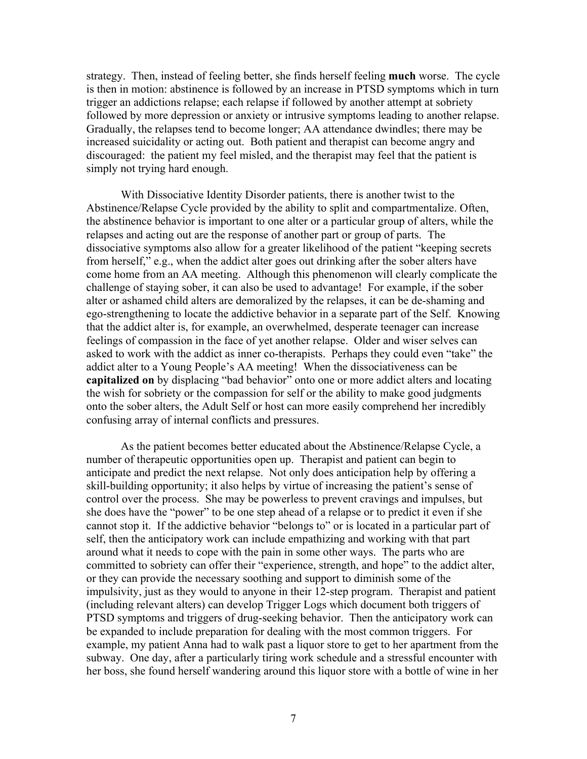strategy. Then, instead of feeling better, she finds herself feeling **much** worse. The cycle is then in motion: abstinence is followed by an increase in PTSD symptoms which in turn trigger an addictions relapse; each relapse if followed by another attempt at sobriety followed by more depression or anxiety or intrusive symptoms leading to another relapse. Gradually, the relapses tend to become longer; AA attendance dwindles; there may be increased suicidality or acting out. Both patient and therapist can become angry and discouraged: the patient my feel misled, and the therapist may feel that the patient is simply not trying hard enough.

With Dissociative Identity Disorder patients, there is another twist to the Abstinence/Relapse Cycle provided by the ability to split and compartmentalize. Often, the abstinence behavior is important to one alter or a particular group of alters, while the relapses and acting out are the response of another part or group of parts. The dissociative symptoms also allow for a greater likelihood of the patient "keeping secrets from herself," e.g., when the addict alter goes out drinking after the sober alters have come home from an AA meeting. Although this phenomenon will clearly complicate the challenge of staying sober, it can also be used to advantage! For example, if the sober alter or ashamed child alters are demoralized by the relapses, it can be de-shaming and ego-strengthening to locate the addictive behavior in a separate part of the Self. Knowing that the addict alter is, for example, an overwhelmed, desperate teenager can increase feelings of compassion in the face of yet another relapse. Older and wiser selves can asked to work with the addict as inner co-therapists. Perhaps they could even "take" the addict alter to a Young People's AA meeting! When the dissociativeness can be **capitalized on** by displacing "bad behavior" onto one or more addict alters and locating the wish for sobriety or the compassion for self or the ability to make good judgments onto the sober alters, the Adult Self or host can more easily comprehend her incredibly confusing array of internal conflicts and pressures.

As the patient becomes better educated about the Abstinence/Relapse Cycle, a number of therapeutic opportunities open up. Therapist and patient can begin to anticipate and predict the next relapse. Not only does anticipation help by offering a skill-building opportunity; it also helps by virtue of increasing the patient's sense of control over the process. She may be powerless to prevent cravings and impulses, but she does have the "power" to be one step ahead of a relapse or to predict it even if she cannot stop it. If the addictive behavior "belongs to" or is located in a particular part of self, then the anticipatory work can include empathizing and working with that part around what it needs to cope with the pain in some other ways. The parts who are committed to sobriety can offer their "experience, strength, and hope" to the addict alter, or they can provide the necessary soothing and support to diminish some of the impulsivity, just as they would to anyone in their 12-step program. Therapist and patient (including relevant alters) can develop Trigger Logs which document both triggers of PTSD symptoms and triggers of drug-seeking behavior. Then the anticipatory work can be expanded to include preparation for dealing with the most common triggers. For example, my patient Anna had to walk past a liquor store to get to her apartment from the subway. One day, after a particularly tiring work schedule and a stressful encounter with her boss, she found herself wandering around this liquor store with a bottle of wine in her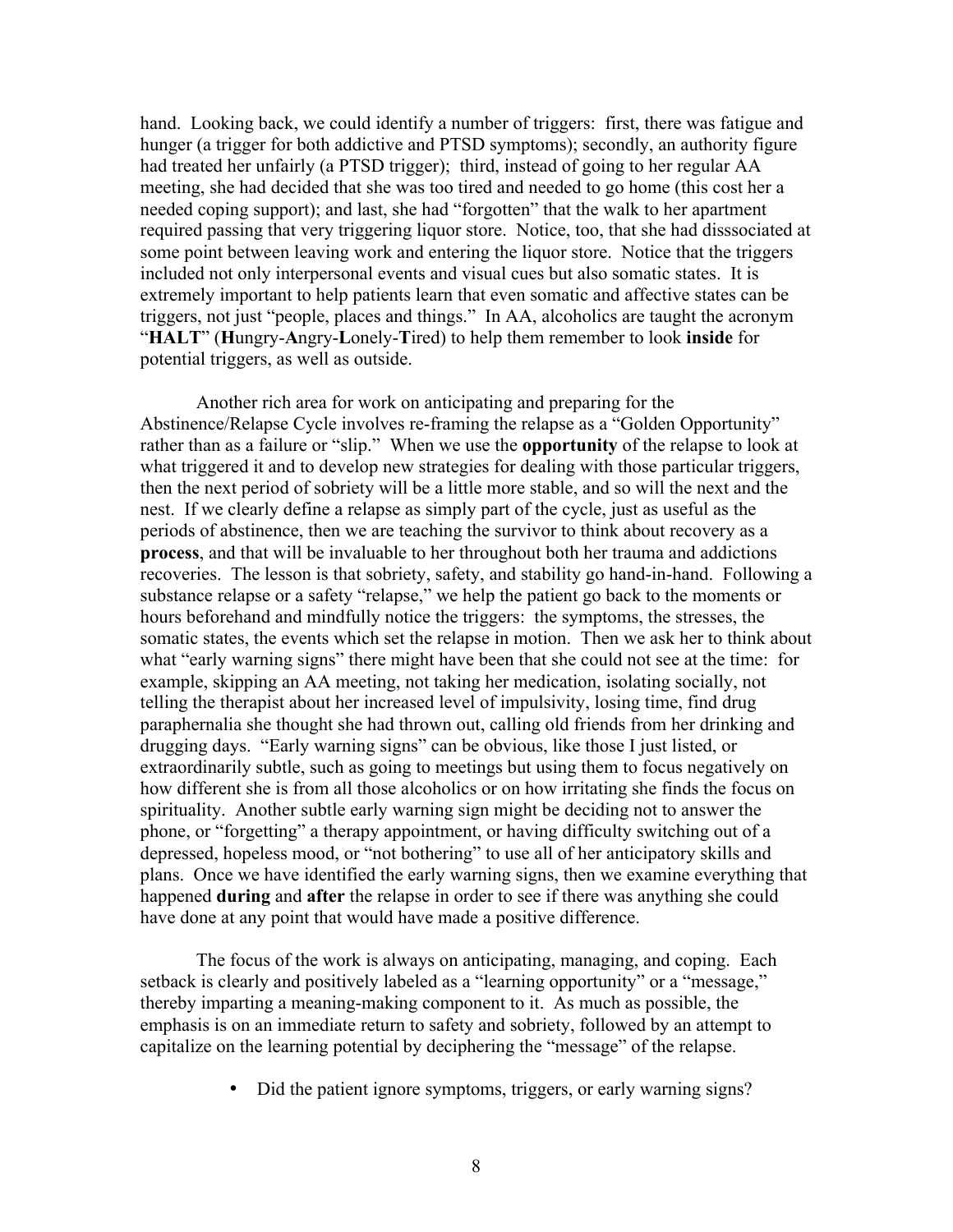hand. Looking back, we could identify a number of triggers: first, there was fatigue and hunger (a trigger for both addictive and PTSD symptoms); secondly, an authority figure had treated her unfairly (a PTSD trigger); third, instead of going to her regular AA meeting, she had decided that she was too tired and needed to go home (this cost her a needed coping support); and last, she had "forgotten" that the walk to her apartment required passing that very triggering liquor store. Notice, too, that she had disssociated at some point between leaving work and entering the liquor store. Notice that the triggers included not only interpersonal events and visual cues but also somatic states. It is extremely important to help patients learn that even somatic and affective states can be triggers, not just "people, places and things." In AA, alcoholics are taught the acronym "**HALT**" (**H**ungry-**A**ngry-**L**onely-**T**ired) to help them remember to look **inside** for potential triggers, as well as outside.

Another rich area for work on anticipating and preparing for the Abstinence/Relapse Cycle involves re-framing the relapse as a "Golden Opportunity" rather than as a failure or "slip." When we use the **opportunity** of the relapse to look at what triggered it and to develop new strategies for dealing with those particular triggers, then the next period of sobriety will be a little more stable, and so will the next and the nest. If we clearly define a relapse as simply part of the cycle, just as useful as the periods of abstinence, then we are teaching the survivor to think about recovery as a **process**, and that will be invaluable to her throughout both her trauma and addictions recoveries. The lesson is that sobriety, safety, and stability go hand-in-hand. Following a substance relapse or a safety "relapse," we help the patient go back to the moments or hours beforehand and mindfully notice the triggers: the symptoms, the stresses, the somatic states, the events which set the relapse in motion. Then we ask her to think about what "early warning signs" there might have been that she could not see at the time: for example, skipping an AA meeting, not taking her medication, isolating socially, not telling the therapist about her increased level of impulsivity, losing time, find drug paraphernalia she thought she had thrown out, calling old friends from her drinking and drugging days. "Early warning signs" can be obvious, like those I just listed, or extraordinarily subtle, such as going to meetings but using them to focus negatively on how different she is from all those alcoholics or on how irritating she finds the focus on spirituality. Another subtle early warning sign might be deciding not to answer the phone, or "forgetting" a therapy appointment, or having difficulty switching out of a depressed, hopeless mood, or "not bothering" to use all of her anticipatory skills and plans. Once we have identified the early warning signs, then we examine everything that happened **during** and **after** the relapse in order to see if there was anything she could have done at any point that would have made a positive difference.

The focus of the work is always on anticipating, managing, and coping. Each setback is clearly and positively labeled as a "learning opportunity" or a "message," thereby imparting a meaning-making component to it. As much as possible, the emphasis is on an immediate return to safety and sobriety, followed by an attempt to capitalize on the learning potential by deciphering the "message" of the relapse.

- Did the patient ignore symptoms, triggers, or early warning signs?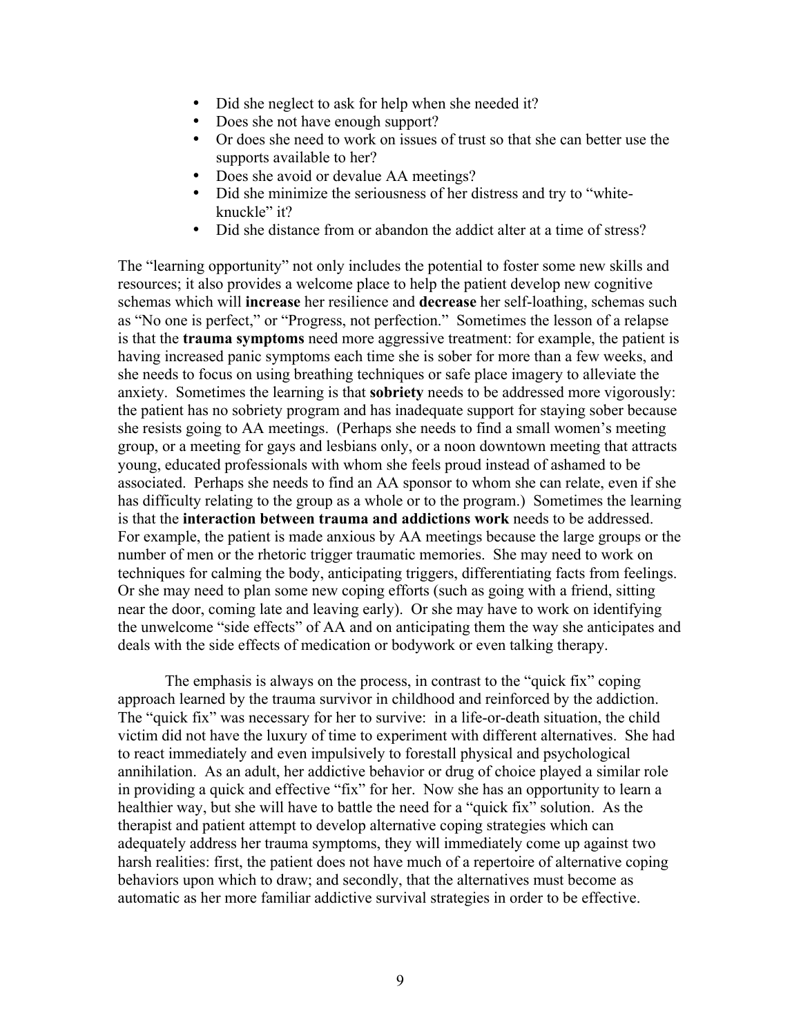- Did she neglect to ask for help when she needed it?
- Does she not have enough support?
- Or does she need to work on issues of trust so that she can better use the supports available to her?
- Does she avoid or devalue AA meetings?
- Did she minimize the seriousness of her distress and try to "white-knuckle" it?
- Did she distance from or abandon the addict alter at a time of stress?

The "learning opportunity" not only includes the potential to foster some new skills and resources; it also provides a welcome place to help the patient develop new cognitive schemas which will **increase** her resilience and **decrease** her self-loathing, schemas such as "No one is perfect," or "Progress, not perfection." Sometimes the lesson of a relapse is that the **trauma symptoms** need more aggressive treatment: for example, the patient is having increased panic symptoms each time she is sober for more than a few weeks, and she needs to focus on using breathing techniques or safe place imagery to alleviate the anxiety. Sometimes the learning is that **sobriety** needs to be addressed more vigorously: the patient has no sobriety program and has inadequate support for staying sober because she resists going to AA meetings. (Perhaps she needs to find a small women's meeting group, or a meeting for gays and lesbians only, or a noon downtown meeting that attracts young, educated professionals with whom she feels proud instead of ashamed to be associated. Perhaps she needs to find an AA sponsor to whom she can relate, even if she has difficulty relating to the group as a whole or to the program.) Sometimes the learning is that the **interaction between trauma and addictions work** needs to be addressed. For example, the patient is made anxious by AA meetings because the large groups or the number of men or the rhetoric trigger traumatic memories. She may need to work on techniques for calming the body, anticipating triggers, differentiating facts from feelings. Or she may need to plan some new coping efforts (such as going with a friend, sitting near the door, coming late and leaving early). Or she may have to work on identifying the unwelcome "side effects" of AA and on anticipating them the way she anticipates and deals with the side effects of medication or bodywork or even talking therapy.

The emphasis is always on the process, in contrast to the "quick fix" coping approach learned by the trauma survivor in childhood and reinforced by the addiction. The "quick fix" was necessary for her to survive: in a life-or-death situation, the child victim did not have the luxury of time to experiment with different alternatives. She had to react immediately and even impulsively to forestall physical and psychological annihilation. As an adult, her addictive behavior or drug of choice played a similar role in providing a quick and effective "fix" for her. Now she has an opportunity to learn a healthier way, but she will have to battle the need for a "quick fix" solution. As the therapist and patient attempt to develop alternative coping strategies which can adequately address her trauma symptoms, they will immediately come up against two harsh realities: first, the patient does not have much of a repertoire of alternative coping behaviors upon which to draw; and secondly, that the alternatives must become as automatic as her more familiar addictive survival strategies in order to be effective.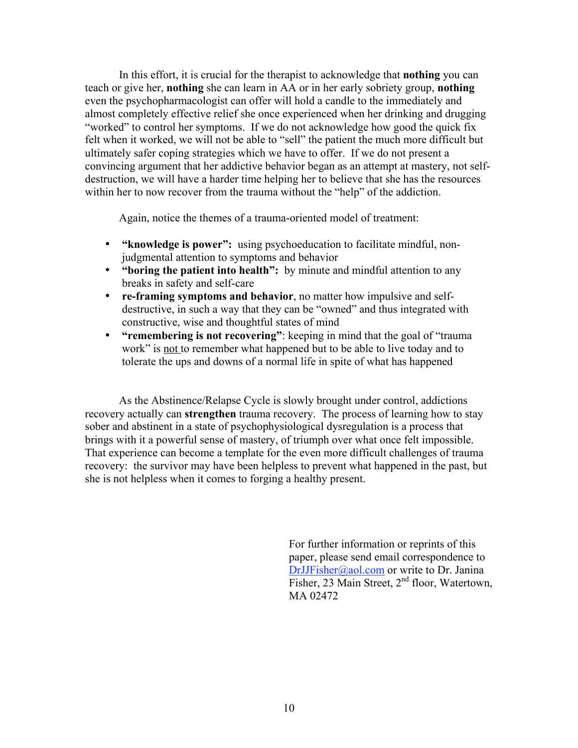In this effort, it is crucial for the therapist to acknowledge that **nothing** you can teach or give her, **nothing** she can learn in AA or in her early sobriety group, **nothing** even the psychopharmacologist can offer will hold a candle to the immediately and almost completely effective relief she once experienced when her drinking and drugging "worked" to control her symptoms. If we do not acknowledge how good the quick fix felt when it worked, we will not be able to "sell" the patient the much more difficult but ultimately safer coping strategies which we have to offer. If we do not present a convincing argument that her addictive behavior began as an attempt at mastery, not self-destruction, we will have a harder time helping her to believe that she has the resources within her to now recover from the trauma without the "help" of the addiction.

Again, notice the themes of a trauma-oriented model of treatment:

- **"knowledge is power":** using psychoeducation to facilitate mindful, non-judgmental attention to symptoms and behavior
- **"boring the patient into health":** by minute and mindful attention to any breaks in safety and self-care
- **re-framing symptoms and behavior**, no matter how impulsive and self-destructive, in such a way that they can be "owned" and thus integrated with constructive, wise and thoughtful states of mind
- **"remembering is not recovering"**: keeping in mind that the goal of "trauma work" is <u>not</u> to remember what happened but to be able to live today and to tolerate the ups and downs of a normal life in spite of what has happened

As the Abstinence/Relapse Cycle is slowly brought under control, addictions recovery actually can **strengthen** trauma recovery. The process of learning how to stay sober and abstinent in a state of psychophysiological dysregulation is a process that brings with it a powerful sense of mastery, of triumph over what once felt impossible. That experience can become a template for the even more difficult challenges of trauma recovery: the survivor may have been helpless to prevent what happened in the past, but she is not helpless when it comes to forging a healthy present.

For further information or reprints of this paper, please send email correspondence to DrJJFisher@aol.com or write to Dr. Janina Fisher, 23 Main Street, 2nd floor, Watertown, MA 02472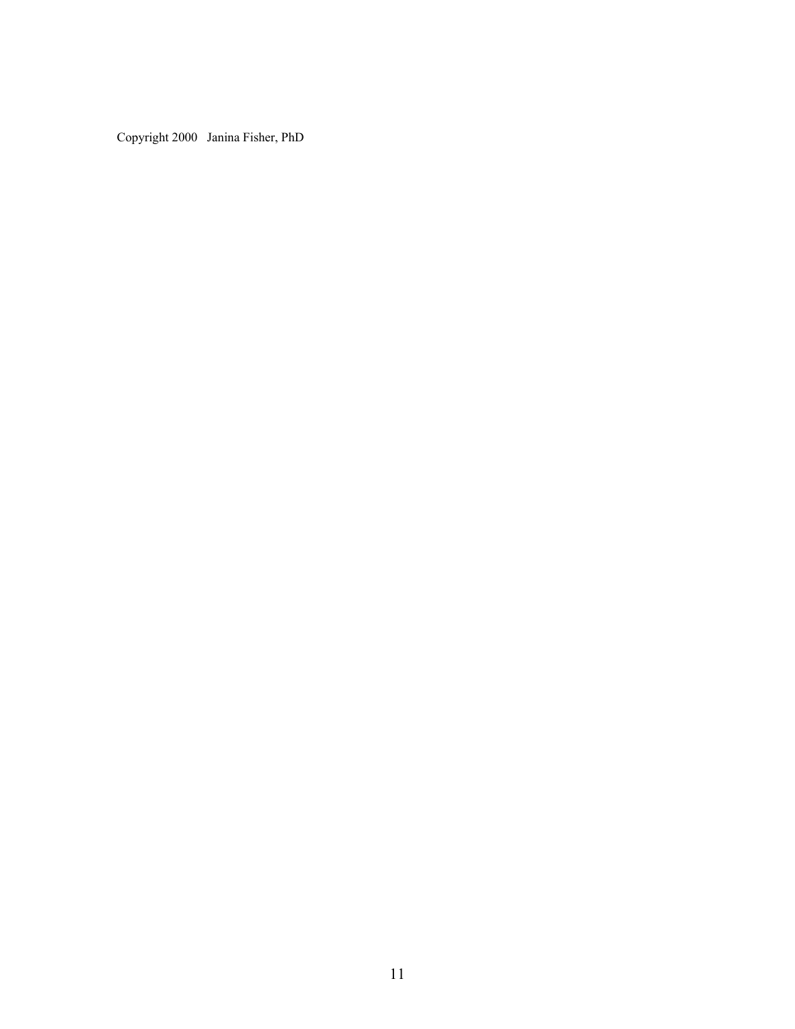Copyright 2000 Janina Fisher, PhD